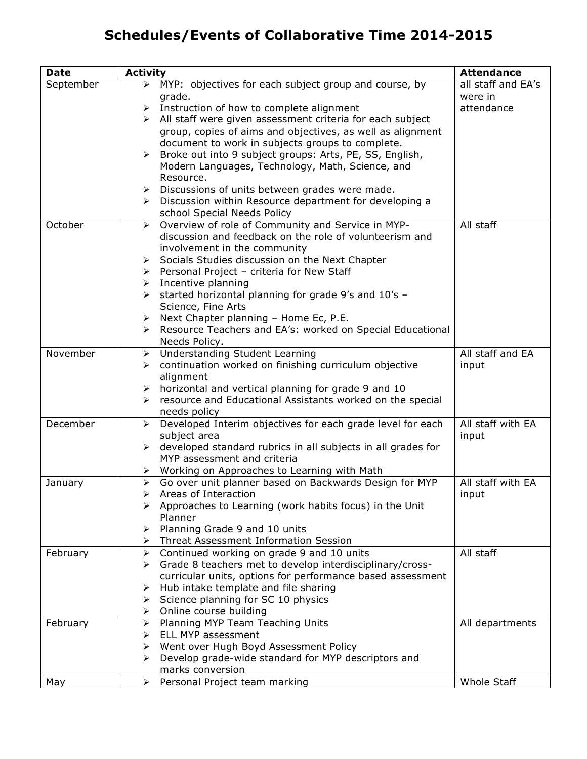# Schedules/Events of Collaborative Time 2014-2015

| Date | Activity | Attendance |
|---|---|---|
| September | ➢ MYP: objectives for each subject group and course, by grade.<br>➢ Instruction of how to complete alignment<br>➢ All staff were given assessment criteria for each subject group, copies of aims and objectives, as well as alignment document to work in subjects groups to complete.<br>➢ Broke out into 9 subject groups: Arts, PE, SS, English, Modern Languages, Technology, Math, Science, and Resource.<br>➢ Discussions of units between grades were made.<br>➢ Discussion within Resource department for developing a school Special Needs Policy | all staff and EA's were in attendance |
| October | ➢ Overview of role of Community and Service in MYP- discussion and feedback on the role of volunteerism and involvement in the community<br>➢ Socials Studies discussion on the Next Chapter<br>➢ Personal Project – criteria for New Staff<br>➢ Incentive planning<br>➢ started horizontal planning for grade 9's and 10's – Science, Fine Arts<br>➢ Next Chapter planning – Home Ec, P.E.<br>➢ Resource Teachers and EA's: worked on Special Educational Needs Policy. | All staff |
| November | ➢ Understanding Student Learning<br>➢ continuation worked on finishing curriculum objective alignment<br>➢ horizontal and vertical planning for grade 9 and 10<br>➢ resource and Educational Assistants worked on the special needs policy | All staff and EA input |
| December | ➢ Developed Interim objectives for each grade level for each subject area<br>➢ developed standard rubrics in all subjects in all grades for MYP assessment and criteria<br>➢ Working on Approaches to Learning with Math | All staff with EA input |
| January | ➢ Go over unit planner based on Backwards Design for MYP<br>➢ Areas of Interaction<br>➢ Approaches to Learning (work habits focus) in the Unit Planner<br>➢ Planning Grade 9 and 10 units<br>➢ Threat Assessment Information Session | All staff with EA input |
| February | ➢ Continued working on grade 9 and 10 units<br>➢ Grade 8 teachers met to develop interdisciplinary/cross-curricular units, options for performance based assessment<br>➢ Hub intake template and file sharing<br>➢ Science planning for SC 10 physics<br>➢ Online course building | All staff |
| February | ➢ Planning MYP Team Teaching Units<br>➢ ELL MYP assessment<br>➢ Went over Hugh Boyd Assessment Policy<br>➢ Develop grade-wide standard for MYP descriptors and marks conversion | All departments |
| May | ➢ Personal Project team marking | Whole Staff |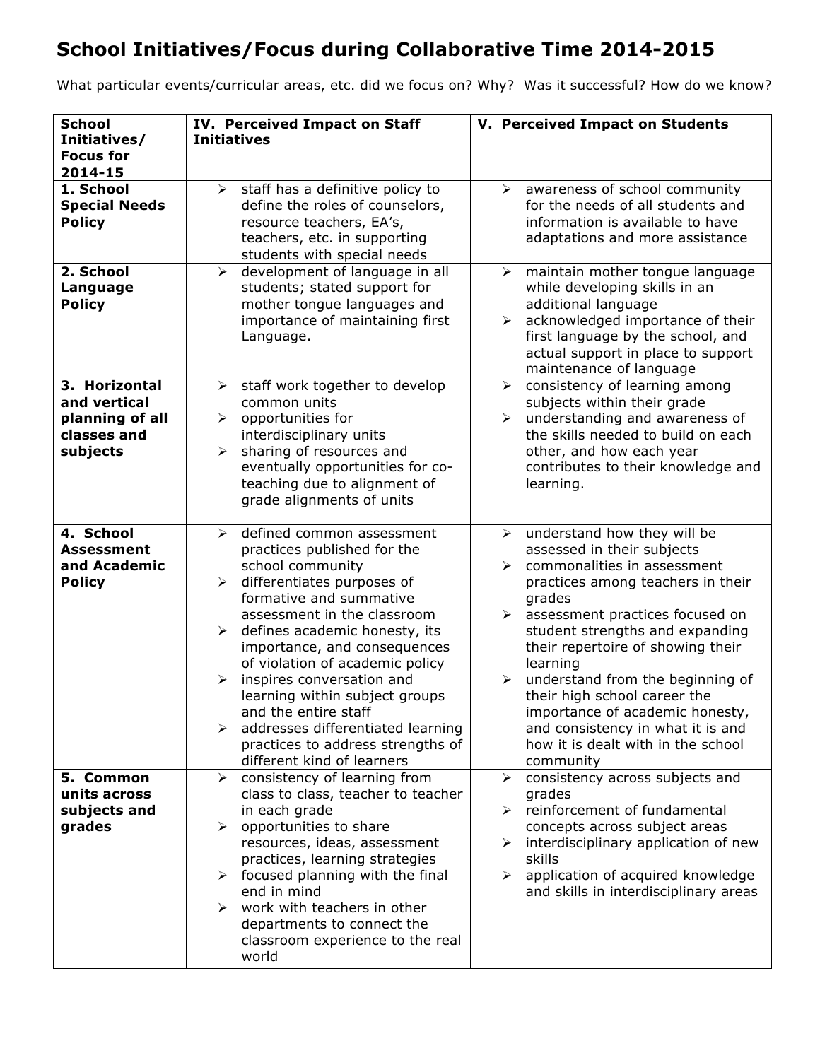# School Initiatives/Focus during Collaborative Time 2014-2015

What particular events/curricular areas, etc. did we focus on? Why? Was it successful? How do we know?

| School Initiatives/ Focus for 2014-15 | IV. Perceived Impact on Staff Initiatives | V. Perceived Impact on Students |
|---|---|---|
| **1. School Special Needs Policy** | ➢ staff has a definitive policy to define the roles of counselors, resource teachers, EA's, teachers, etc. in supporting students with special needs | ➢ awareness of school community for the needs of all students and information is available to have adaptations and more assistance |
| **2. School Language Policy** | ➢ development of language in all students; stated support for mother tongue languages and importance of maintaining first Language. | ➢ maintain mother tongue language while developing skills in an additional language<br>➢ acknowledged importance of their first language by the school, and actual support in place to support maintenance of language |
| **3. Horizontal and vertical planning of all classes and subjects** | ➢ staff work together to develop common units<br>➢ opportunities for interdisciplinary units<br>➢ sharing of resources and eventually opportunities for co-teaching due to alignment of grade alignments of units | ➢ consistency of learning among subjects within their grade<br>➢ understanding and awareness of the skills needed to build on each other, and how each year contributes to their knowledge and learning. |
| **4. School Assessment and Academic Policy** | ➢ defined common assessment practices published for the school community<br>➢ differentiates purposes of formative and summative assessment in the classroom<br>➢ defines academic honesty, its importance, and consequences of violation of academic policy<br>➢ inspires conversation and learning within subject groups and the entire staff<br>➢ addresses differentiated learning practices to address strengths of different kind of learners | ➢ understand how they will be assessed in their subjects<br>➢ commonalities in assessment practices among teachers in their grades<br>➢ assessment practices focused on student strengths and expanding their repertoire of showing their learning<br>➢ understand from the beginning of their high school career the importance of academic honesty, and consistency in what it is and how it is dealt with in the school community |
| **5. Common units across subjects and grades** | ➢ consistency of learning from class to class, teacher to teacher in each grade<br>➢ opportunities to share resources, ideas, assessment practices, learning strategies<br>➢ focused planning with the final end in mind<br>➢ work with teachers in other departments to connect the classroom experience to the real world | ➢ consistency across subjects and grades<br>➢ reinforcement of fundamental concepts across subject areas<br>➢ interdisciplinary application of new skills<br>➢ application of acquired knowledge and skills in interdisciplinary areas |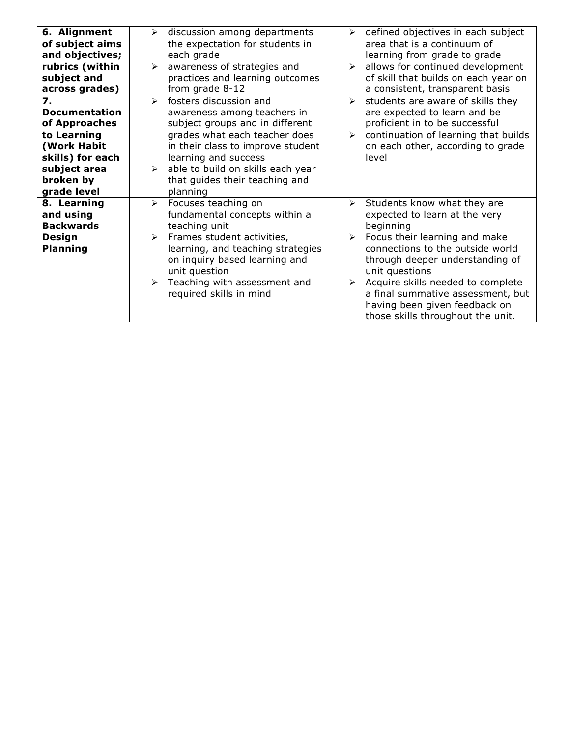| | | |
|---|---|---|
| **6. Alignment of subject aims and objectives; rubrics (within subject and across grades)** | ➢ discussion among departments the expectation for students in each grade<br>➢ awareness of strategies and practices and learning outcomes from grade 8-12 | ➢ defined objectives in each subject area that is a continuum of learning from grade to grade<br>➢ allows for continued development of skill that builds on each year on a consistent, transparent basis |
| **7. Documentation of Approaches to Learning (Work Habit skills) for each subject area broken by grade level** | ➢ fosters discussion and awareness among teachers in subject groups and in different grades what each teacher does in their class to improve student learning and success<br>➢ able to build on skills each year that guides their teaching and planning | ➢ students are aware of skills they are expected to learn and be proficient in to be successful<br>➢ continuation of learning that builds on each other, according to grade level |
| **8. Learning and using Backwards Design Planning** | ➢ Focuses teaching on fundamental concepts within a teaching unit<br>➢ Frames student activities, learning, and teaching strategies on inquiry based learning and unit question<br>➢ Teaching with assessment and required skills in mind | ➢ Students know what they are expected to learn at the very beginning<br>➢ Focus their learning and make connections to the outside world through deeper understanding of unit questions<br>➢ Acquire skills needed to complete a final summative assessment, but having been given feedback on those skills throughout the unit. |